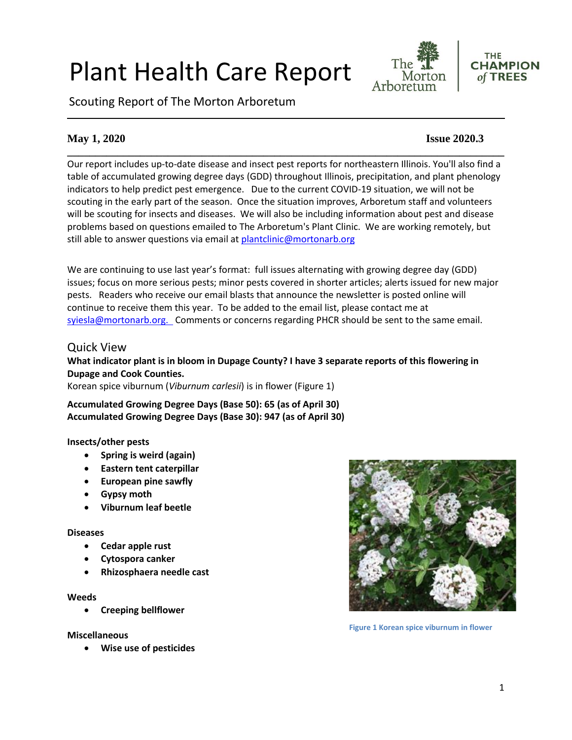# Plant Health Care Report

Scouting Report of The Morton Arboretum

The Morton Arboretum | THE CHAMPION of TREES

---

**May 1, 2020** **Issue 2020.3**

---

Our report includes up-to-date disease and insect pest reports for northeastern Illinois. You'll also find a table of accumulated growing degree days (GDD) throughout Illinois, precipitation, and plant phenology indicators to help predict pest emergence. Due to the current COVID-19 situation, we will not be scouting in the early part of the season. Once the situation improves, Arboretum staff and volunteers will be scouting for insects and diseases. We will also be including information about pest and disease problems based on questions emailed to The Arboretum's Plant Clinic. We are working remotely, but still able to answer questions via email at plantclinic@mortonarb.org

We are continuing to use last year's format: full issues alternating with growing degree day (GDD) issues; focus on more serious pests; minor pests covered in shorter articles; alerts issued for new major pests. Readers who receive our email blasts that announce the newsletter is posted online will continue to receive them this year. To be added to the email list, please contact me at syiesla@mortonarb.org. Comments or concerns regarding PHCR should be sent to the same email.

## Quick View

**What indicator plant is in bloom in Dupage County? I have 3 separate reports of this flowering in Dupage and Cook Counties.**

Korean spice viburnum (*Viburnum carlesii*) is in flower (Figure 1)

**Accumulated Growing Degree Days (Base 50): 65 (as of April 30)**
**Accumulated Growing Degree Days (Base 30): 947 (as of April 30)**

**Insects/other pests**

- **Spring is weird (again)**
- **Eastern tent caterpillar**
- **European pine sawfly**
- **Gypsy moth**
- **Viburnum leaf beetle**

**Diseases**

- **Cedar apple rust**
- **Cytospora canker**
- **Rhizosphaera needle cast**

**Weeds**

- **Creeping bellflower**

**Miscellaneous**

- **Wise use of pesticides**

Figure 1 Korean spice viburnum in flower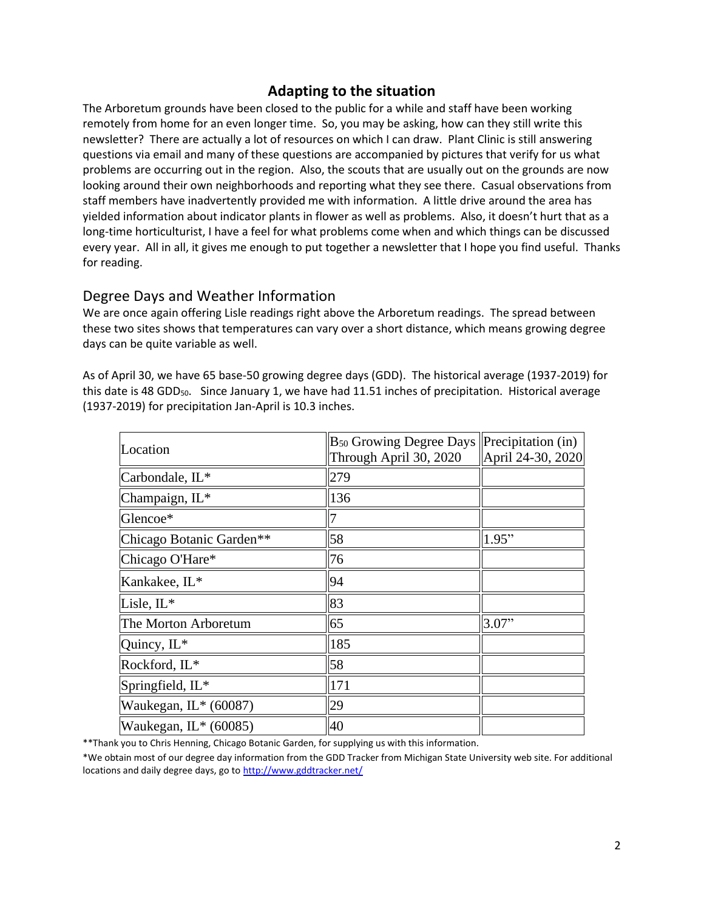## Adapting to the situation

The Arboretum grounds have been closed to the public for a while and staff have been working remotely from home for an even longer time. So, you may be asking, how can they still write this newsletter? There are actually a lot of resources on which I can draw. Plant Clinic is still answering questions via email and many of these questions are accompanied by pictures that verify for us what problems are occurring out in the region. Also, the scouts that are usually out on the grounds are now looking around their own neighborhoods and reporting what they see there. Casual observations from staff members have inadvertently provided me with information. A little drive around the area has yielded information about indicator plants in flower as well as problems. Also, it doesn't hurt that as a long-time horticulturist, I have a feel for what problems come when and which things can be discussed every year. All in all, it gives me enough to put together a newsletter that I hope you find useful. Thanks for reading.

### Degree Days and Weather Information

We are once again offering Lisle readings right above the Arboretum readings. The spread between these two sites shows that temperatures can vary over a short distance, which means growing degree days can be quite variable as well.

As of April 30, we have 65 base-50 growing degree days (GDD). The historical average (1937-2019) for this date is 48 $GDD_{50}$. Since January 1, we have had 11.51 inches of precipitation. Historical average (1937-2019) for precipitation Jan-April is 10.3 inches.

| Location | $B_{50}$ Growing Degree Days Through April 30, 2020 | Precipitation (in) April 24-30, 2020 |
|---|---|---|
| Carbondale, IL* | 279 | |
| Champaign, IL* | 136 | |
| Glencoe* | 7 | |
| Chicago Botanic Garden** | 58 | 1.95" |
| Chicago O'Hare* | 76 | |
| Kankakee, IL* | 94 | |
| Lisle, IL* | 83 | |
| The Morton Arboretum | 65 | 3.07" |
| Quincy, IL* | 185 | |
| Rockford, IL* | 58 | |
| Springfield, IL* | 171 | |
| Waukegan, IL* (60087) | 29 | |
| Waukegan, IL* (60085) | 40 | |

**Thank you to Chris Henning, Chicago Botanic Garden, for supplying us with this information.

*We obtain most of our degree day information from the GDD Tracker from Michigan State University web site. For additional locations and daily degree days, go to http://www.gddtracker.net/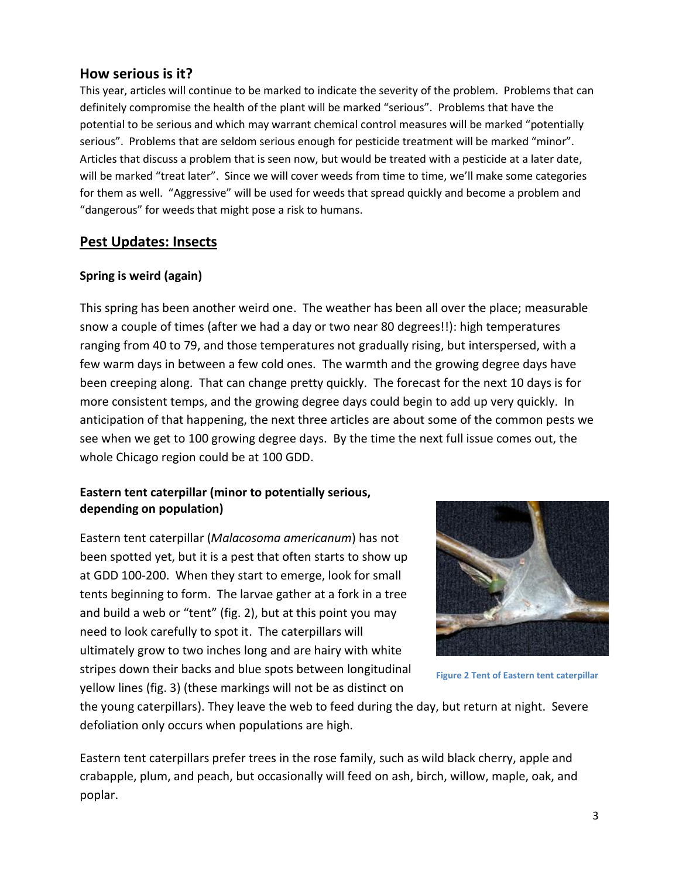## How serious is it?

This year, articles will continue to be marked to indicate the severity of the problem. Problems that can definitely compromise the health of the plant will be marked "serious". Problems that have the potential to be serious and which may warrant chemical control measures will be marked "potentially serious". Problems that are seldom serious enough for pesticide treatment will be marked "minor". Articles that discuss a problem that is seen now, but would be treated with a pesticide at a later date, will be marked "treat later". Since we will cover weeds from time to time, we'll make some categories for them as well. "Aggressive" will be used for weeds that spread quickly and become a problem and "dangerous" for weeds that might pose a risk to humans.

## Pest Updates: Insects

### Spring is weird (again)

This spring has been another weird one. The weather has been all over the place; measurable snow a couple of times (after we had a day or two near 80 degrees!!): high temperatures ranging from 40 to 79, and those temperatures not gradually rising, but interspersed, with a few warm days in between a few cold ones. The warmth and the growing degree days have been creeping along. That can change pretty quickly. The forecast for the next 10 days is for more consistent temps, and the growing degree days could begin to add up very quickly. In anticipation of that happening, the next three articles are about some of the common pests we see when we get to 100 growing degree days. By the time the next full issue comes out, the whole Chicago region could be at 100 GDD.

### Eastern tent caterpillar (minor to potentially serious, depending on population)

Eastern tent caterpillar (*Malacosoma americanum*) has not been spotted yet, but it is a pest that often starts to show up at GDD 100-200. When they start to emerge, look for small tents beginning to form. The larvae gather at a fork in a tree and build a web or "tent" (fig. 2), but at this point you may need to look carefully to spot it. The caterpillars will ultimately grow to two inches long and are hairy with white stripes down their backs and blue spots between longitudinal yellow lines (fig. 3) (these markings will not be as distinct on the young caterpillars). They leave the web to feed during the day, but return at night. Severe defoliation only occurs when populations are high.

Figure 2 Tent of Eastern tent caterpillar

Eastern tent caterpillars prefer trees in the rose family, such as wild black cherry, apple and crabapple, plum, and peach, but occasionally will feed on ash, birch, willow, maple, oak, and poplar.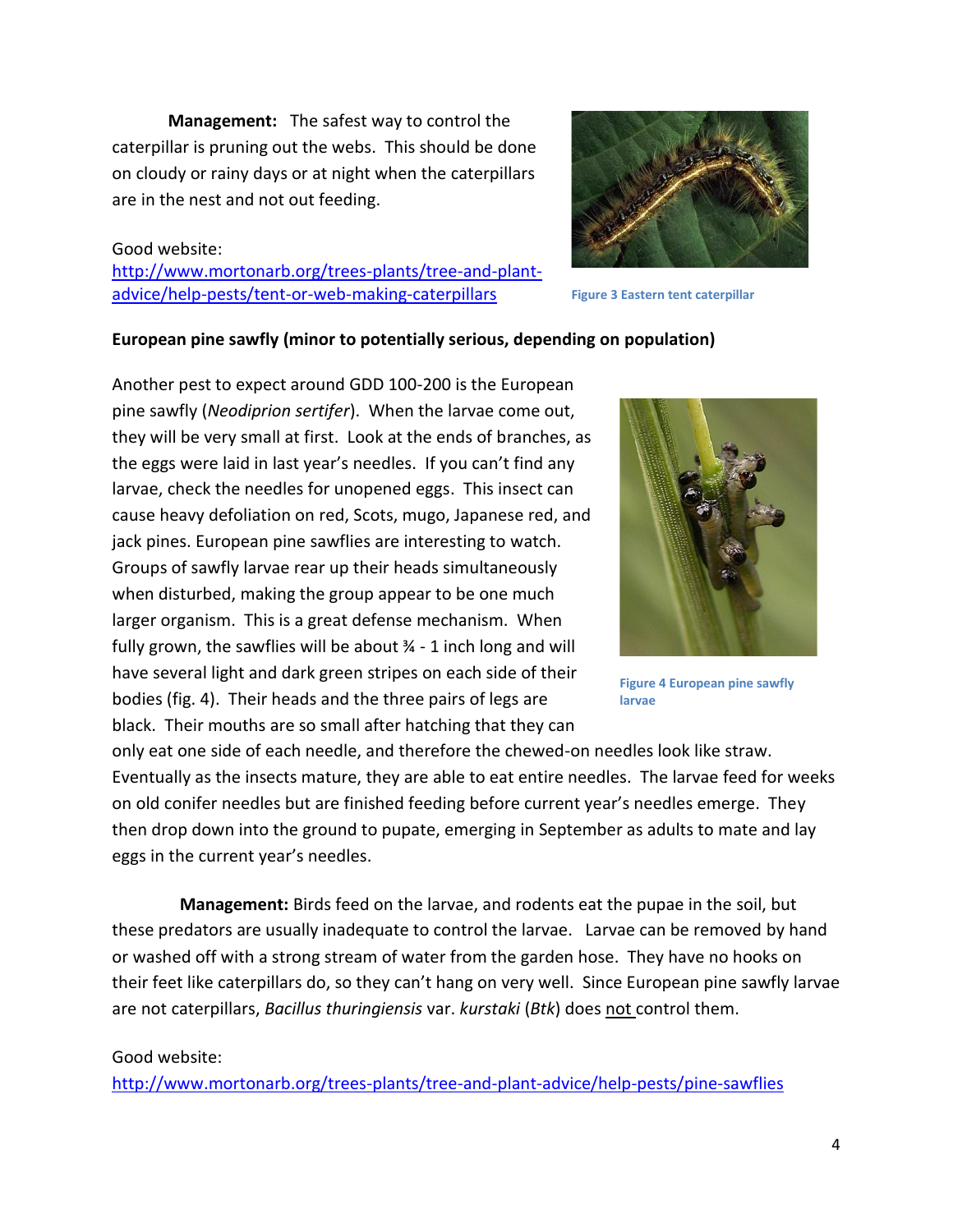**Management:** The safest way to control the caterpillar is pruning out the webs. This should be done on cloudy or rainy days or at night when the caterpillars are in the nest and not out feeding.

Good website:
[http://www.mortonarb.org/trees-plants/tree-and-plant-advice/help-pests/tent-or-web-making-caterpillars](http://www.mortonarb.org/trees-plants/tree-and-plant-advice/help-pests/tent-or-web-making-caterpillars)

Figure 3 Eastern tent caterpillar

**European pine sawfly (minor to potentially serious, depending on population)**

Another pest to expect around GDD 100-200 is the European pine sawfly (*Neodiprion sertifer*). When the larvae come out, they will be very small at first. Look at the ends of branches, as the eggs were laid in last year's needles. If you can't find any larvae, check the needles for unopened eggs. This insect can cause heavy defoliation on red, Scots, mugo, Japanese red, and jack pines. European pine sawflies are interesting to watch. Groups of sawfly larvae rear up their heads simultaneously when disturbed, making the group appear to be one much larger organism. This is a great defense mechanism. When fully grown, the sawflies will be about ¾ - 1 inch long and will have several light and dark green stripes on each side of their bodies (fig. 4). Their heads and the three pairs of legs are black. Their mouths are so small after hatching that they can only eat one side of each needle, and therefore the chewed-on needles look like straw. Eventually as the insects mature, they are able to eat entire needles. The larvae feed for weeks on old conifer needles but are finished feeding before current year's needles emerge. They then drop down into the ground to pupate, emerging in September as adults to mate and lay eggs in the current year's needles.

Figure 4 European pine sawfly larvae

**Management:** Birds feed on the larvae, and rodents eat the pupae in the soil, but these predators are usually inadequate to control the larvae. Larvae can be removed by hand or washed off with a strong stream of water from the garden hose. They have no hooks on their feet like caterpillars do, so they can't hang on very well. Since European pine sawfly larvae are not caterpillars, *Bacillus thuringiensis* var. *kurstaki* (*Btk*) does <u>not</u> control them.

Good website:
[http://www.mortonarb.org/trees-plants/tree-and-plant-advice/help-pests/pine-sawflies](http://www.mortonarb.org/trees-plants/tree-and-plant-advice/help-pests/pine-sawflies)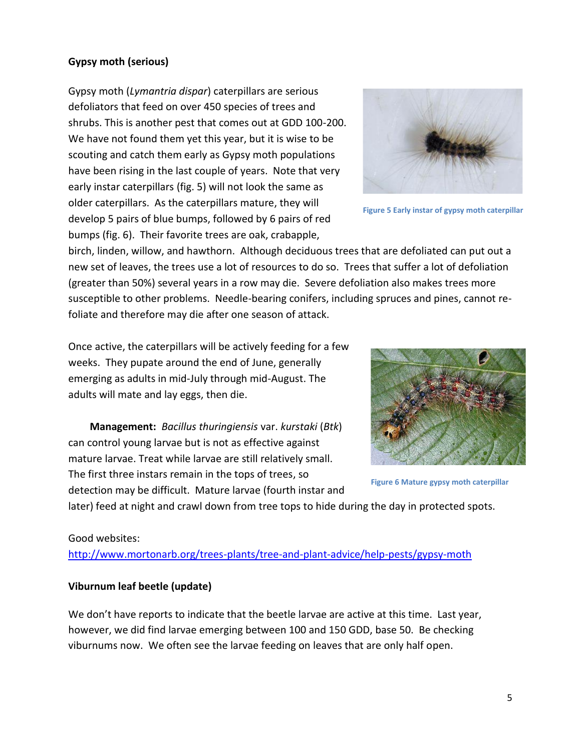**Gypsy moth (serious)**

Gypsy moth (*Lymantria dispar*) caterpillars are serious defoliators that feed on over 450 species of trees and shrubs. This is another pest that comes out at GDD 100-200. We have not found them yet this year, but it is wise to be scouting and catch them early as Gypsy moth populations have been rising in the last couple of years. Note that very early instar caterpillars (fig. 5) will not look the same as older caterpillars. As the caterpillars mature, they will develop 5 pairs of blue bumps, followed by 6 pairs of red bumps (fig. 6). Their favorite trees are oak, crabapple, birch, linden, willow, and hawthorn. Although deciduous trees that are defoliated can put out a new set of leaves, the trees use a lot of resources to do so. Trees that suffer a lot of defoliation (greater than 50%) several years in a row may die. Severe defoliation also makes trees more susceptible to other problems. Needle-bearing conifers, including spruces and pines, cannot re-foliate and therefore may die after one season of attack.

Figure 5 Early instar of gypsy moth caterpillar

Once active, the caterpillars will be actively feeding for a few weeks. They pupate around the end of June, generally emerging as adults in mid-July through mid-August. The adults will mate and lay eggs, then die.

**Management:** *Bacillus thuringiensis* var. *kurstaki* (*Btk*) can control young larvae but is not as effective against mature larvae. Treat while larvae are still relatively small. The first three instars remain in the tops of trees, so detection may be difficult. Mature larvae (fourth instar and later) feed at night and crawl down from tree tops to hide during the day in protected spots.

Figure 6 Mature gypsy moth caterpillar

Good websites:
http://www.mortonarb.org/trees-plants/tree-and-plant-advice/help-pests/gypsy-moth

**Viburnum leaf beetle (update)**

We don't have reports to indicate that the beetle larvae are active at this time. Last year, however, we did find larvae emerging between 100 and 150 GDD, base 50. Be checking viburnums now. We often see the larvae feeding on leaves that are only half open.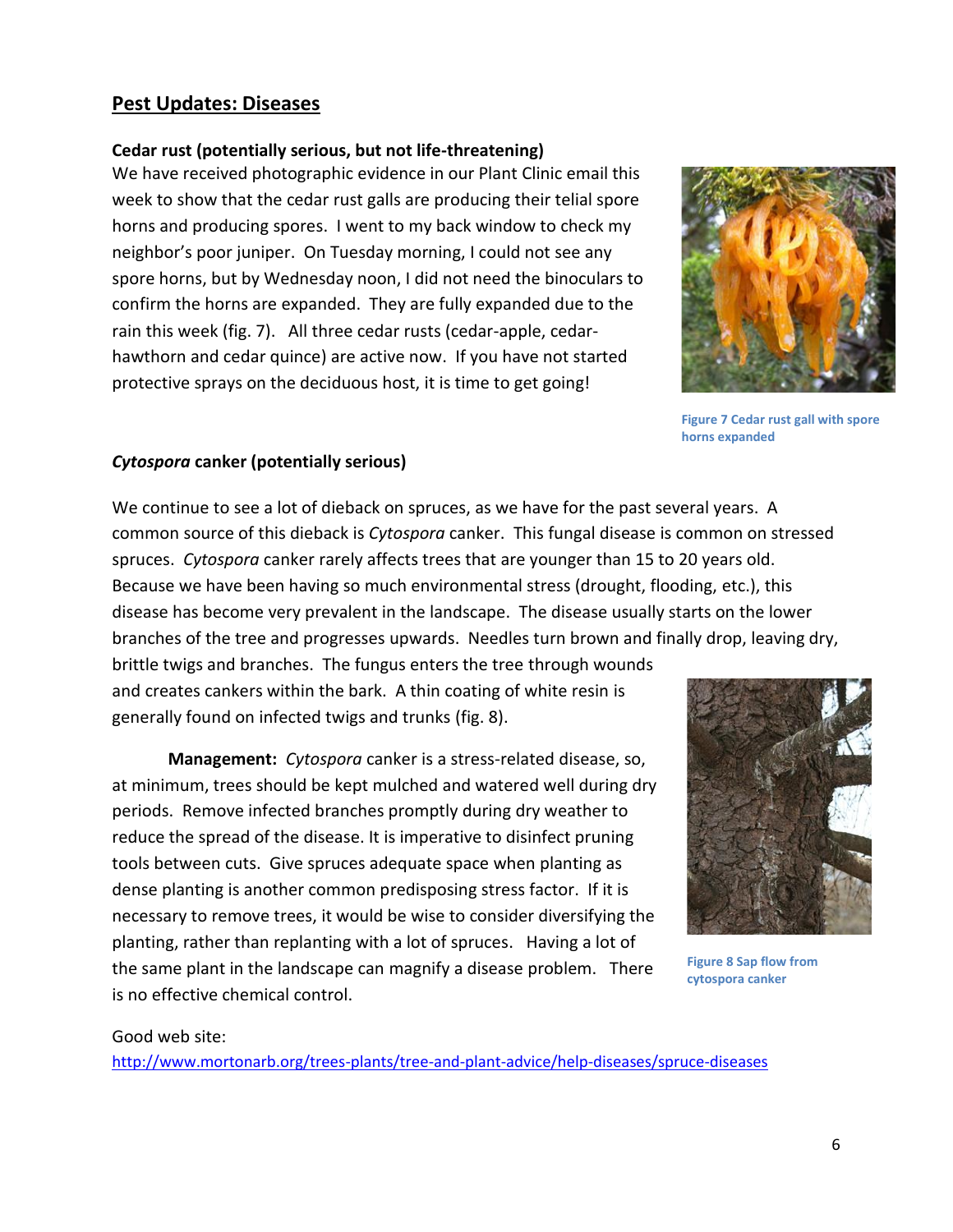## Pest Updates: Diseases

**Cedar rust (potentially serious, but not life-threatening)**

We have received photographic evidence in our Plant Clinic email this week to show that the cedar rust galls are producing their telial spore horns and producing spores. I went to my back window to check my neighbor's poor juniper. On Tuesday morning, I could not see any spore horns, but by Wednesday noon, I did not need the binoculars to confirm the horns are expanded. They are fully expanded due to the rain this week (fig. 7). All three cedar rusts (cedar-apple, cedar-hawthorn and cedar quince) are active now. If you have not started protective sprays on the deciduous host, it is time to get going!

Figure 7 Cedar rust gall with spore horns expanded

***Cytospora* canker (potentially serious)**

We continue to see a lot of dieback on spruces, as we have for the past several years. A common source of this dieback is *Cytospora* canker. This fungal disease is common on stressed spruces. *Cytospora* canker rarely affects trees that are younger than 15 to 20 years old. Because we have been having so much environmental stress (drought, flooding, etc.), this disease has become very prevalent in the landscape. The disease usually starts on the lower branches of the tree and progresses upwards. Needles turn brown and finally drop, leaving dry, brittle twigs and branches. The fungus enters the tree through wounds and creates cankers within the bark. A thin coating of white resin is generally found on infected twigs and trunks (fig. 8).

**Management:** *Cytospora* canker is a stress-related disease, so, at minimum, trees should be kept mulched and watered well during dry periods. Remove infected branches promptly during dry weather to reduce the spread of the disease. It is imperative to disinfect pruning tools between cuts. Give spruces adequate space when planting as dense planting is another common predisposing stress factor. If it is necessary to remove trees, it would be wise to consider diversifying the planting, rather than replanting with a lot of spruces. Having a lot of the same plant in the landscape can magnify a disease problem. There is no effective chemical control.

Figure 8 Sap flow from cytospora canker

Good web site:
http://www.mortonarb.org/trees-plants/tree-and-plant-advice/help-diseases/spruce-diseases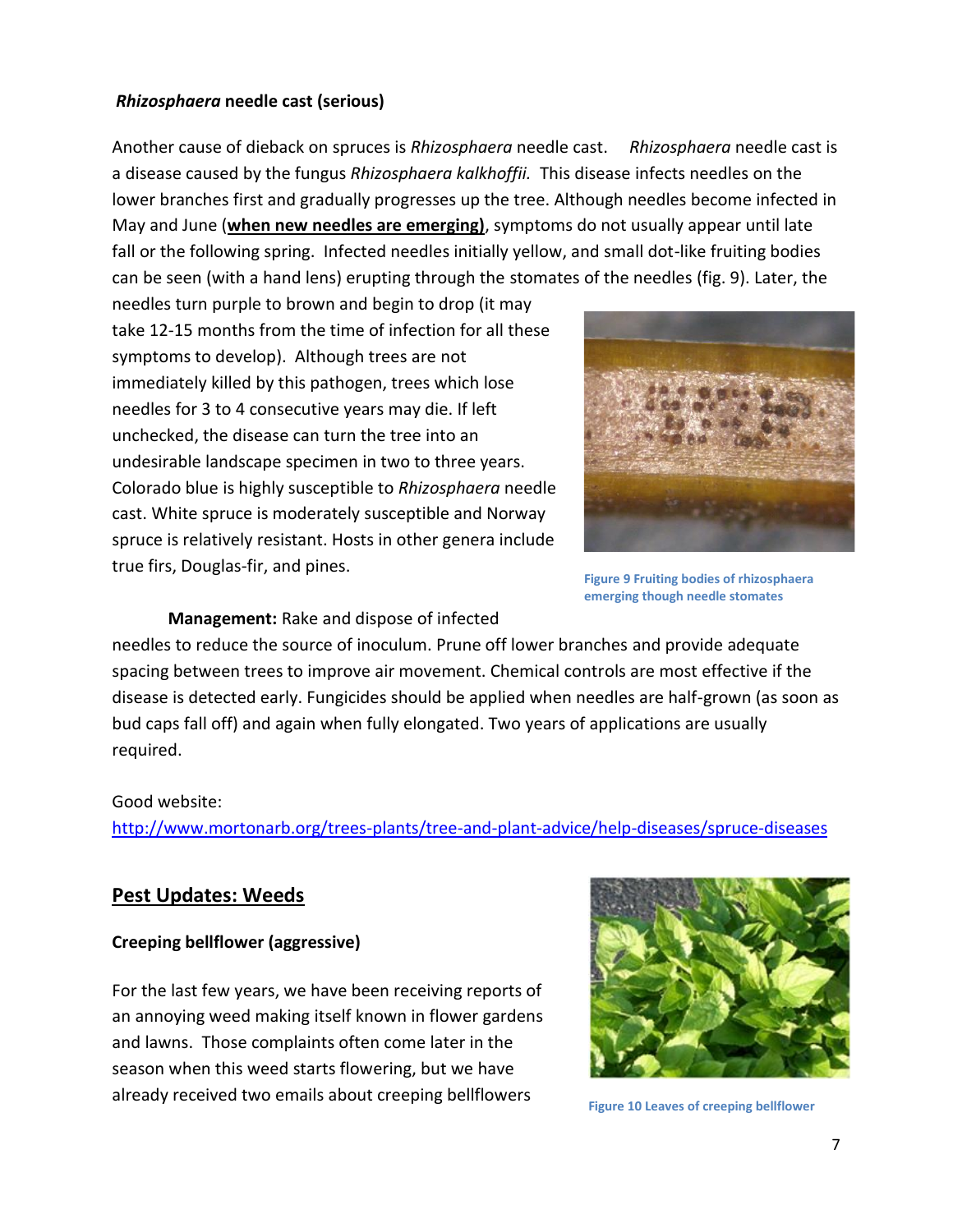### *Rhizosphaera* needle cast (serious)

Another cause of dieback on spruces is *Rhizosphaera* needle cast. *Rhizosphaera* needle cast is a disease caused by the fungus *Rhizosphaera kalkhoffii.* This disease infects needles on the lower branches first and gradually progresses up the tree. Although needles become infected in May and June (**when new needles are emerging)**, symptoms do not usually appear until late fall or the following spring. Infected needles initially yellow, and small dot-like fruiting bodies can be seen (with a hand lens) erupting through the stomates of the needles (fig. 9). Later, the needles turn purple to brown and begin to drop (it may take 12-15 months from the time of infection for all these symptoms to develop). Although trees are not immediately killed by this pathogen, trees which lose needles for 3 to 4 consecutive years may die. If left unchecked, the disease can turn the tree into an undesirable landscape specimen in two to three years. Colorado blue is highly susceptible to *Rhizosphaera* needle cast. White spruce is moderately susceptible and Norway spruce is relatively resistant. Hosts in other genera include true firs, Douglas-fir, and pines.

Figure 9 Fruiting bodies of rhizosphaera emerging though needle stomates

**Management:** Rake and dispose of infected needles to reduce the source of inoculum. Prune off lower branches and provide adequate spacing between trees to improve air movement. Chemical controls are most effective if the disease is detected early. Fungicides should be applied when needles are half-grown (as soon as bud caps fall off) and again when fully elongated. Two years of applications are usually required.

Good website:
http://www.mortonarb.org/trees-plants/tree-and-plant-advice/help-diseases/spruce-diseases

## Pest Updates: Weeds

### Creeping bellflower (aggressive)

For the last few years, we have been receiving reports of an annoying weed making itself known in flower gardens and lawns. Those complaints often come later in the season when this weed starts flowering, but we have already received two emails about creeping bellflowers

Figure 10 Leaves of creeping bellflower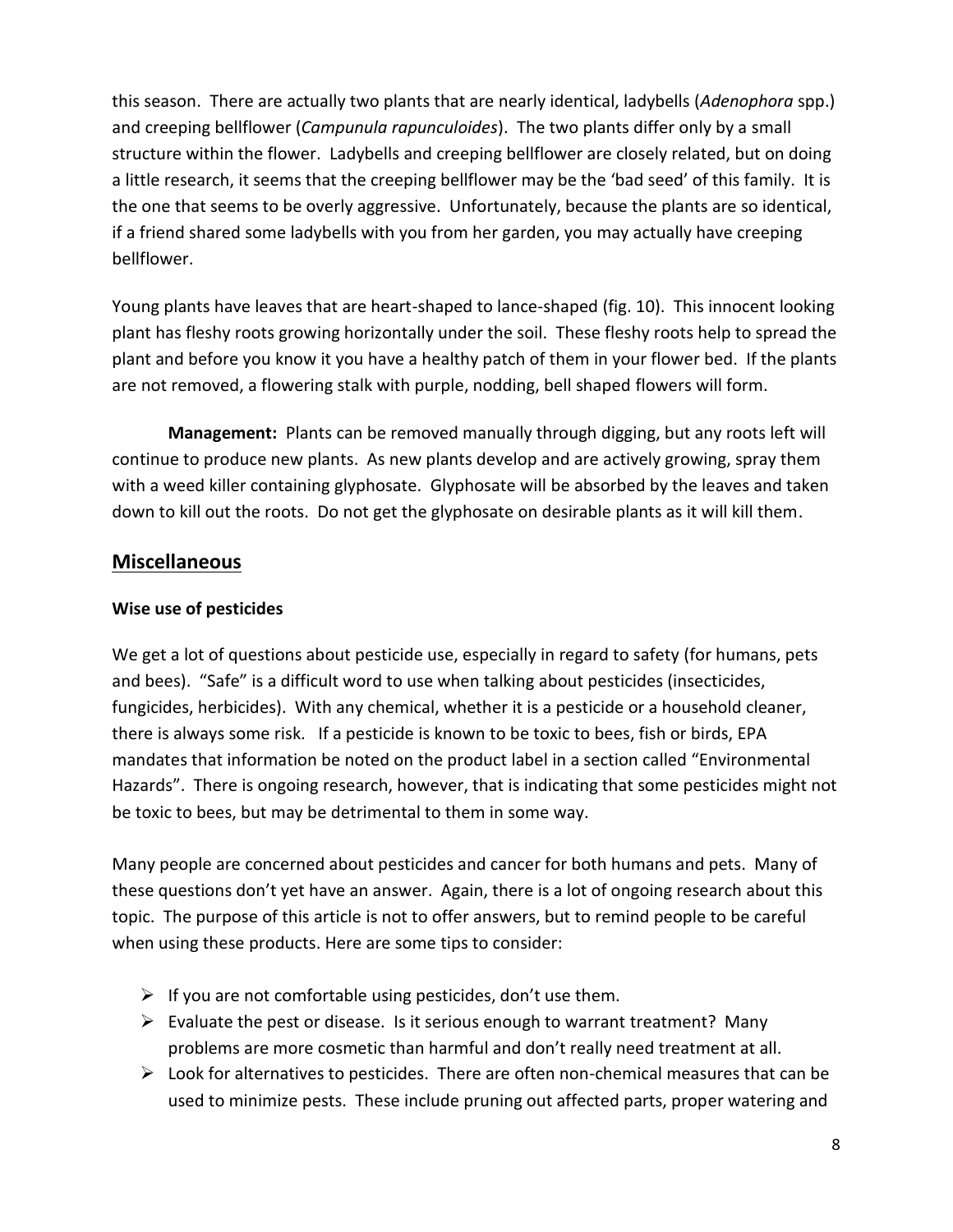this season. There are actually two plants that are nearly identical, ladybells (*Adenophora* spp.) and creeping bellflower (*Campunula rapunculoides*). The two plants differ only by a small structure within the flower. Ladybells and creeping bellflower are closely related, but on doing a little research, it seems that the creeping bellflower may be the 'bad seed' of this family. It is the one that seems to be overly aggressive. Unfortunately, because the plants are so identical, if a friend shared some ladybells with you from her garden, you may actually have creeping bellflower.

Young plants have leaves that are heart-shaped to lance-shaped (fig. 10). This innocent looking plant has fleshy roots growing horizontally under the soil. These fleshy roots help to spread the plant and before you know it you have a healthy patch of them in your flower bed. If the plants are not removed, a flowering stalk with purple, nodding, bell shaped flowers will form.

**Management:** Plants can be removed manually through digging, but any roots left will continue to produce new plants. As new plants develop and are actively growing, spray them with a weed killer containing glyphosate. Glyphosate will be absorbed by the leaves and taken down to kill out the roots. Do not get the glyphosate on desirable plants as it will kill them.

## Miscellaneous

### Wise use of pesticides

We get a lot of questions about pesticide use, especially in regard to safety (for humans, pets and bees). "Safe" is a difficult word to use when talking about pesticides (insecticides, fungicides, herbicides). With any chemical, whether it is a pesticide or a household cleaner, there is always some risk. If a pesticide is known to be toxic to bees, fish or birds, EPA mandates that information be noted on the product label in a section called "Environmental Hazards". There is ongoing research, however, that is indicating that some pesticides might not be toxic to bees, but may be detrimental to them in some way.

Many people are concerned about pesticides and cancer for both humans and pets. Many of these questions don't yet have an answer. Again, there is a lot of ongoing research about this topic. The purpose of this article is not to offer answers, but to remind people to be careful when using these products. Here are some tips to consider:

- If you are not comfortable using pesticides, don't use them.
- Evaluate the pest or disease. Is it serious enough to warrant treatment? Many problems are more cosmetic than harmful and don't really need treatment at all.
- Look for alternatives to pesticides. There are often non-chemical measures that can be used to minimize pests. These include pruning out affected parts, proper watering and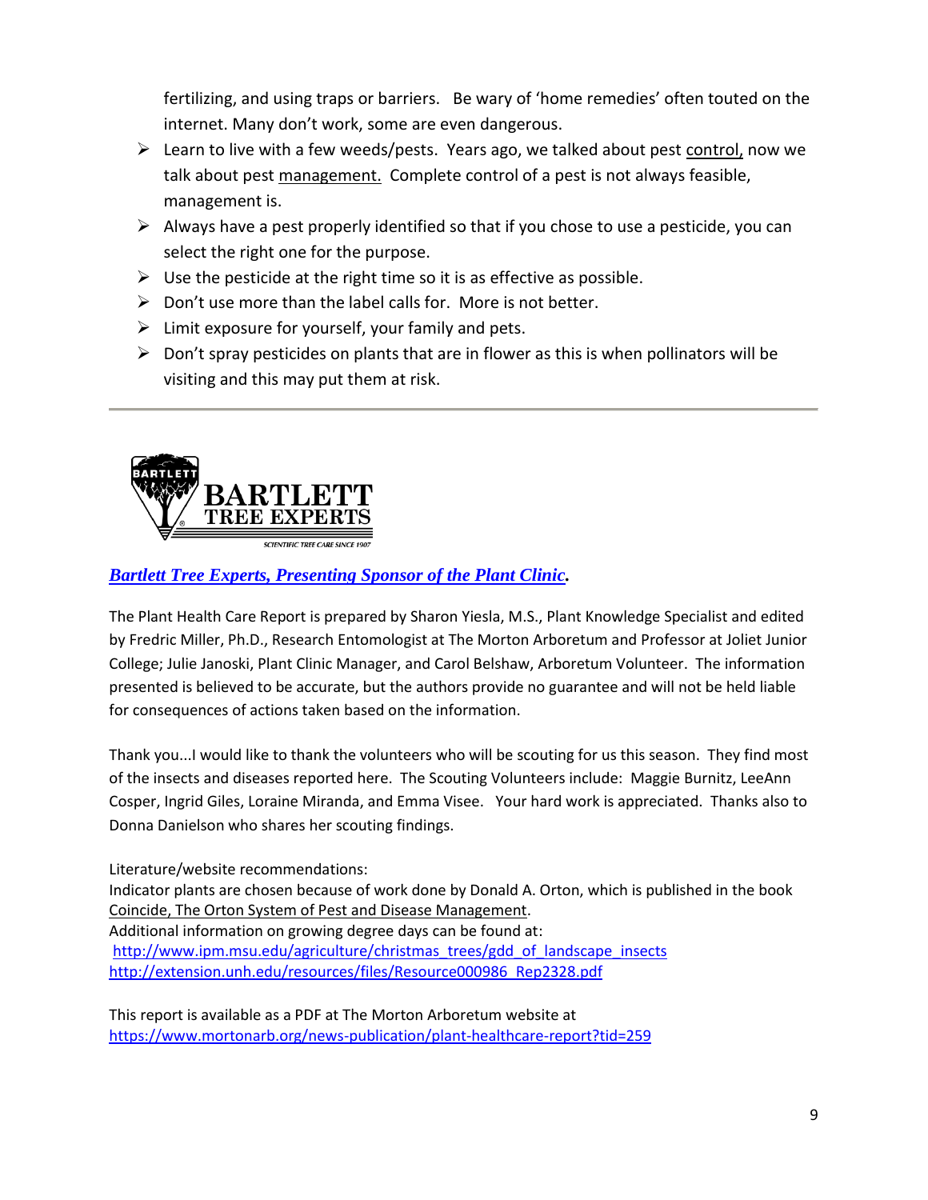fertilizing, and using traps or barriers. Be wary of 'home remedies' often touted on the internet. Many don't work, some are even dangerous.

- Learn to live with a few weeds/pests. Years ago, we talked about pest control, now we talk about pest management. Complete control of a pest is not always feasible, management is.
- Always have a pest properly identified so that if you chose to use a pesticide, you can select the right one for the purpose.
- Use the pesticide at the right time so it is as effective as possible.
- Don't use more than the label calls for. More is not better.
- Limit exposure for yourself, your family and pets.
- Don't spray pesticides on plants that are in flower as this is when pollinators will be visiting and this may put them at risk.

---

BARTLETT TREE EXPERTS
SCIENTIFIC TREE CARE SINCE 1907

***Bartlett Tree Experts, Presenting Sponsor of the Plant Clinic.***

The Plant Health Care Report is prepared by Sharon Yiesla, M.S., Plant Knowledge Specialist and edited by Fredric Miller, Ph.D., Research Entomologist at The Morton Arboretum and Professor at Joliet Junior College; Julie Janoski, Plant Clinic Manager, and Carol Belshaw, Arboretum Volunteer. The information presented is believed to be accurate, but the authors provide no guarantee and will not be held liable for consequences of actions taken based on the information.

Thank you...I would like to thank the volunteers who will be scouting for us this season. They find most of the insects and diseases reported here. The Scouting Volunteers include: Maggie Burnitz, LeeAnn Cosper, Ingrid Giles, Loraine Miranda, and Emma Visee. Your hard work is appreciated. Thanks also to Donna Danielson who shares her scouting findings.

Literature/website recommendations:
Indicator plants are chosen because of work done by Donald A. Orton, which is published in the book Coincide, The Orton System of Pest and Disease Management.
Additional information on growing degree days can be found at:
http://www.ipm.msu.edu/agriculture/christmas_trees/gdd_of_landscape_insects
http://extension.unh.edu/resources/files/Resource000986_Rep2328.pdf

This report is available as a PDF at The Morton Arboretum website at
https://www.mortonarb.org/news-publication/plant-healthcare-report?tid=259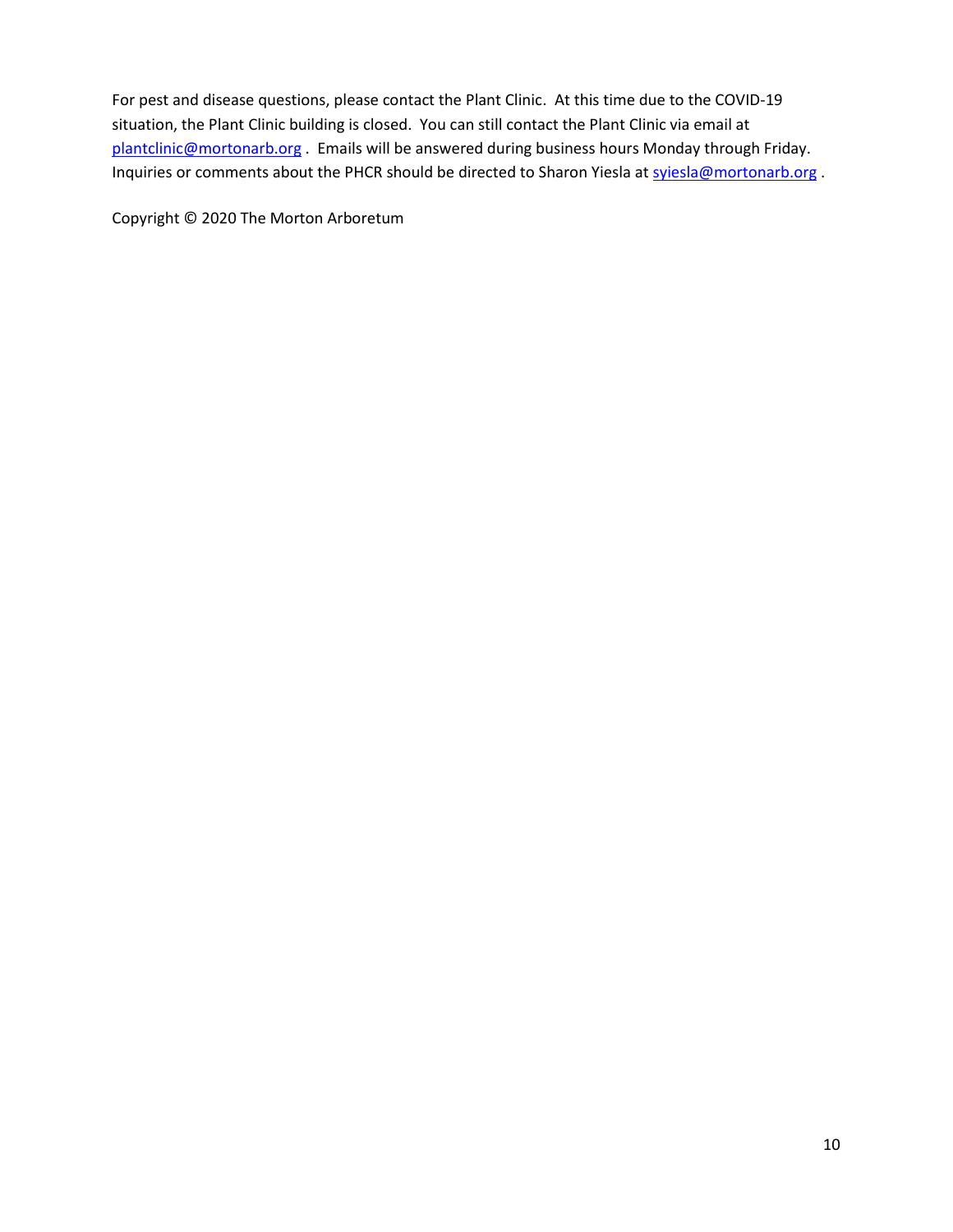For pest and disease questions, please contact the Plant Clinic. At this time due to the COVID-19 situation, the Plant Clinic building is closed. You can still contact the Plant Clinic via email at plantclinic@mortonarb.org . Emails will be answered during business hours Monday through Friday. Inquiries or comments about the PHCR should be directed to Sharon Yiesla at syiesla@mortonarb.org .

Copyright © 2020 The Morton Arboretum